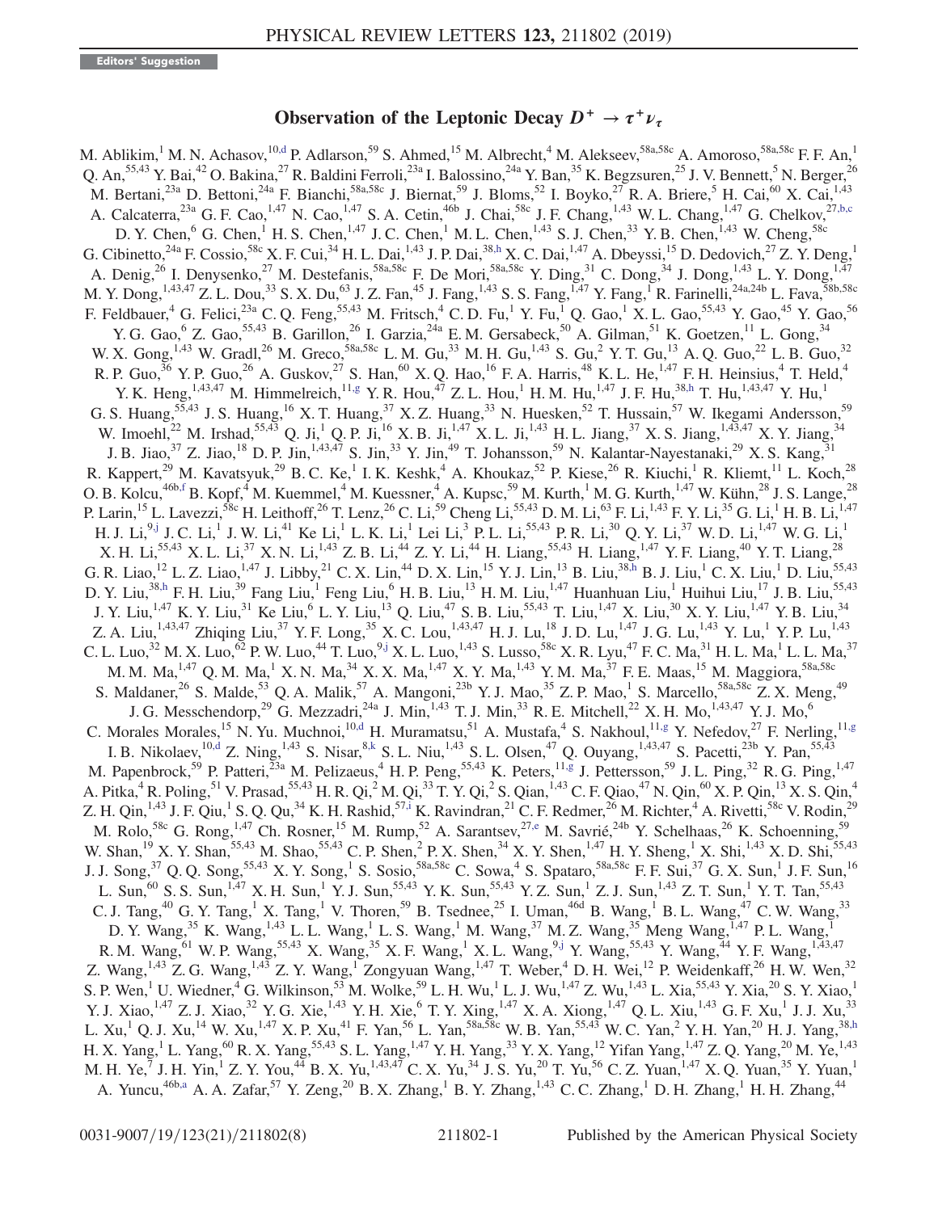Editors' Suggestion

# Observation of the Leptonic Decay $D^+ \to \tau^+ \nu_\tau$

M. Ablikim,[1] M. N. Achasov,[10,d] P. Adlarson,[59] S. Ahmed,[15] M. Albrecht,[4] M. Alekseev,[58a,58c] A. Amoroso,[58a,58c] F. F. An,[1] Q. An,[55,43] Y. Bai,[42] O. Bakina,[27] R. Baldini Ferroli,[23a] I. Balossino,[24a] Y. Ban,[35] K. Begzsuren,[25] J. V. Bennett,[5] N. Berger,[26] M. Bertani,[23a] D. Bettoni,[24a] F. Bianchi,[58a,58c] J. Biernat,[59] J. Bloms,[52] I. Boyko,[27] R. A. Briere,[5] H. Cai,[60] X. Cai,[1,43] A. Calcaterra,[23a] G. F. Cao,[1,47] N. Cao,[1,47] S. A. Cetin,[46b] J. Chai,[58c] J. F. Chang,[1,43] W. L. Chang,[1,47] G. Chelkov,[27,b,c] D. Y. Chen,[6] G. Chen,[1] H. S. Chen,[1,47] J. C. Chen,[1] M. L. Chen,[1,43] S. J. Chen,[33] Y. B. Chen,[1,43] W. Cheng,[58c] G. Cibinetto,[24a] F. Cossio,[58c] X. F. Cui,[34] H. L. Dai,[1,43] J. P. Dai,[38,h] X. C. Dai,[1,47] A. Dbeyssi,[15] D. Dedovich,[27] Z. Y. Deng,[1] A. Denig,[26] I. Denysenko,[27] M. Destefanis,[58a,58c] F. De Mori,[58a,58c] Y. Ding,[31] C. Dong,[34] J. Dong,[1,43] L. Y. Dong,[1,47] M. Y. Dong,[1,43,47] Z. L. Dou,[33] S. X. Du,[63] J. Z. Fan,[45] J. Fang,[1,43] S. S. Fang,[1,47] Y. Fang,[1] R. Farinelli,[24a,24b] L. Fava,[58b,58c] F. Feldbauer,[4] G. Felici,[23a] C. Q. Feng,[55,43] M. Fritsch,[4] C. D. Fu,[1] Y. Fu,[1] Q. Gao,[1] X. L. Gao,[55,43] Y. Gao,[45] Y. Gao,[56] Y. G. Gao,[6] Z. Gao,[55,43] B. Garillon,[26] I. Garzia,[24a] E. M. Gersabeck,[50] A. Gilman,[51] K. Goetzen,[11] L. Gong,[34] W. X. Gong,[1,43] W. Gradl,[26] M. Greco,[58a,58c] L. M. Gu,[33] M. H. Gu,[1,43] S. Gu,[2] Y. T. Gu,[13] A. Q. Guo,[22] L. B. Guo,[32] R. P. Guo,[36] Y. P. Guo,[26] A. Guskov,[27] S. Han,[60] X. Q. Hao,[16] F. A. Harris,[48] K. L. He,[1,47] F. H. Heinsius,[4] T. Held,[4] Y. K. Heng,[1,43,47] M. Himmelreich,[11,g] Y. R. Hou,[47] Z. L. Hou,[1] H. M. Hu,[1,47] J. F. Hu,[38,h] T. Hu,[1,43,47] Y. Hu,[1] G. S. Huang,[55,43] J. S. Huang,[16] X. T. Huang,[37] X. Z. Huang,[33] N. Huesken,[52] T. Hussain,[57] W. Ikegami Andersson,[59] W. Imoehl,[22] M. Irshad,[55,43] Q. Ji,[1] Q. P. Ji,[16] X. B. Ji,[1,47] X. L. Ji,[1,43] H. L. Jiang,[37] X. S. Jiang,[1,43,47] X. Y. Jiang,[34] J. B. Jiao,[37] Z. Jiao,[18] D. P. Jin,[1,43,47] S. Jin,[33] Y. Jin,[49] T. Johansson,[59] N. Kalantar-Nayestanaki,[29] X. S. Kang,[31] R. Kappert,[29] M. Kavatsyuk,[29] B. C. Ke,[1] I. K. Keshk,[4] A. Khoukaz,[52] P. Kiese,[26] R. Kiuchi,[1] R. Kliemt,[11] L. Koch,[28] O. B. Kolcu,[46b,f] B. Kopf,[4] M. Kuemmel,[4] M. Kuessner,[4] A. Kupsc,[59] M. Kurth,[1] M. G. Kurth,[1,47] W. Kühn,[28] J. S. Lange,[28] P. Larin,[15] L. Lavezzi,[58c] H. Leithoff,[26] T. Lenz,[26] C. Li,[59] Cheng Li,[55,43] D. M. Li,[63] F. Li,[1,43] F. Y. Li,[35] G. Li,[1] H. B. Li,[1,47] H. J. Li,[9,j] J. C. Li,[1] J. W. Li,[41] Ke Li,[1] L. K. Li,[1] Lei Li,[3] P. L. Li,[55,43] P. R. Li,[30] Q. Y. Li,[37] W. D. Li,[1,47] W. G. Li,[1] X. H. Li,[55,43] X. L. Li,[37] X. N. Li,[1,43] Z. B. Li,[44] Z. Y. Li,[44] H. Liang,[55,43] H. Liang,[1,47] Y. F. Liang,[40] Y. T. Liang,[28] G. R. Liao,[12] L. Z. Liao,[1,47] J. Libby,[21] C. X. Lin,[44] D. X. Lin,[15] Y. J. Lin,[13] B. Liu,[38,h] B. J. Liu,[1] C. X. Liu,[1] D. Liu,[55,43] D. Y. Liu,[38,h] F. H. Liu,[39] Fang Liu,[1] Feng Liu,[6] H. B. Liu,[13] H. M. Liu,[1,47] Huanhuan Liu,[1] Huihui Liu,[17] J. B. Liu,[55,43] J. Y. Liu,[1,47] K. Y. Liu,[31] Ke Liu,[6] L. Y. Liu,[13] Q. Liu,[47] S. B. Liu,[55,43] T. Liu,[1,47] X. Liu,[30] X. Y. Liu,[1,47] Y. B. Liu,[34] Z. A. Liu,[1,43,47] Zhiqing Liu,[37] Y. F. Long,[35] X. C. Lou,[1,43,47] H. J. Lu,[18] J. D. Lu,[1,47] J. G. Lu,[1,43] Y. Lu,[1] Y. P. Lu,[1,43] C. L. Luo,[32] M. X. Luo,[62] P. W. Luo,[44] T. Luo,[9,j] X. L. Luo,[1,43] S. Lusso,[58c] X. R. Lyu,[47] F. C. Ma,[31] H. L. Ma,[1] L. L. Ma,[37] M. M. Ma,[1,47] Q. M. Ma,[1] X. N. Ma,[34] X. X. Ma,[1,47] X. Y. Ma,[1,43] Y. M. Ma,[37] F. E. Maas,[15] M. Maggiora,[58a,58c] S. Maldaner,[26] S. Malde,[53] Q. A. Malik,[57] A. Mangoni,[23b] Y. J. Mao,[35] Z. P. Mao,[1] S. Marcello,[58a,58c] Z. X. Meng,[49] J. G. Messchendorp,[29] G. Mezzadri,[24a] J. Min,[1,43] T. J. Min,[33] R. E. Mitchell,[22] X. H. Mo,[1,43,47] Y. J. Mo,[6] C. Morales Morales,[15] N. Yu. Muchnoi,[10,d] H. Muramatsu,[51] A. Mustafa,[4] S. Nakhoul,[11,g] Y. Nefedov,[27] F. Nerling,[11,g] I. B. Nikolaev,[10,d] Z. Ning,[1,43] S. Nisar,[8,k] S. L. Niu,[1,43] S. L. Olsen,[47] Q. Ouyang,[1,43,47] S. Pacetti,[23b] Y. Pan,[55,43] M. Papenbrock,[59] P. Patteri,[23a] M. Pelizaeus,[4] H. P. Peng,[55,43] K. Peters,[11,g] J. Pettersson,[59] J. L. Ping,[32] R. G. Ping,[1,47] A. Pitka,[4] R. Poling,[51] V. Prasad,[55,43] H. R. Qi,[2] M. Qi,[33] T. Y. Qi,[2] S. Qian,[1,43] C. F. Qiao,[47] N. Qin,[60] X. P. Qin,[13] X. S. Qin,[4] Z. H. Qin,[1,43] J. F. Qiu,[1] S. Q. Qu,[34] K. H. Rashid,[57,i] K. Ravindran,[21] C. F. Redmer,[26] M. Richter,[4] A. Rivetti,[58c] V. Rodin,[29] M. Rolo,[58c] G. Rong,[1,47] Ch. Rosner,[15] M. Rump,[52] A. Sarantsev,[27,e] M. Savrié,[24b] Y. Schelhaas,[26] K. Schoenning,[59] W. Shan,[19] X. Y. Shan,[55,43] M. Shao,[55,43] C. P. Shen,[2] P. X. Shen,[34] X. Y. Shen,[1,47] H. Y. Sheng,[1] X. Shi,[1,43] X. D. Shi,[55,43] J. J. Song,[37] Q. Q. Song,[55,43] X. Y. Song,[1] S. Sosio,[58a,58c] C. Sowa,[4] S. Spataro,[58a,58c] F. F. Sui,[37] G. X. Sun,[1] J. F. Sun,[16] L. Sun,[60] S. S. Sun,[1,47] X. H. Sun,[1] Y. J. Sun,[55,43] Y. K. Sun,[55,43] Y. Z. Sun,[1] Z. J. Sun,[1,43] Z. T. Sun,[1] Y. T. Tan,[55,43] C. J. Tang,[40] G. Y. Tang,[1] X. Tang,[1] V. Thoren,[59] B. Tsednee,[25] I. Uman,[46d] B. Wang,[1] B. L. Wang,[47] C. W. Wang,[33] D. Y. Wang,[35] K. Wang,[1,43] L. L. Wang,[1] L. S. Wang,[1] M. Wang,[37] M. Z. Wang,[35] Meng Wang,[1,47] P. L. Wang,[1] R. M. Wang,[61] W. P. Wang,[55,43] X. Wang,[35] X. F. Wang,[1] X. L. Wang,[9,j] Y. Wang,[55,43] Y. Wang,[44] Y. F. Wang,[1,43,47] Z. Wang,[1,43] Z. G. Wang,[1,43] Z. Y. Wang,[1] Zongyuan Wang,[1,47] T. Weber,[4] D. H. Wei,[12] P. Weidenkaff,[26] H. W. Wen,[32] S. P. Wen,[1] U. Wiedner,[4] G. Wilkinson,[53] M. Wolke,[59] L. H. Wu,[1] L. J. Wu,[1,47] Z. Wu,[1,43] L. Xia,[55,43] Y. Xia,[20] S. Y. Xiao,[1] Y. J. Xiao,[1,47] Z. J. Xiao,[32] Y. G. Xie,[1,43] Y. H. Xie,[6] T. Y. Xing,[1,47] X. A. Xiong,[1,47] Q. L. Xiu,[1,43] G. F. Xu,[1] J. J. Xu,[33] L. Xu,[1] Q. J. Xu,[14] W. Xu,[1,47] X. P. Xu,[41] F. Yan,[56] L. Yan,[58a,58c] W. B. Yan,[55,43] W. C. Yan,[2] Y. H. Yan,[20] H. J. Yang,[38,h] H. X. Yang,[1] L. Yang,[60] R. X. Yang,[55,43] S. L. Yang,[1,47] Y. H. Yang,[33] Y. X. Yang,[12] Yifan Yang,[1,47] Z. Q. Yang,[20] M. Ye,[1,43] M. H. Ye,[7] J. H. Yin,[1] Z. Y. You,[44] B. X. Yu,[1,43,47] C. X. Yu,[34] J. S. Yu,[20] T. Yu,[56] C. Z. Yuan,[1,47] X. Q. Yuan,[35] Y. Yuan,[1] A. Yuncu,[46b,a] A. A. Zafar,[57] Y. Zeng,[20] B. X. Zhang,[1] B. Y. Zhang,[1,43] C. C. Zhang,[1] D. H. Zhang,[1] H. H. Zhang,[44]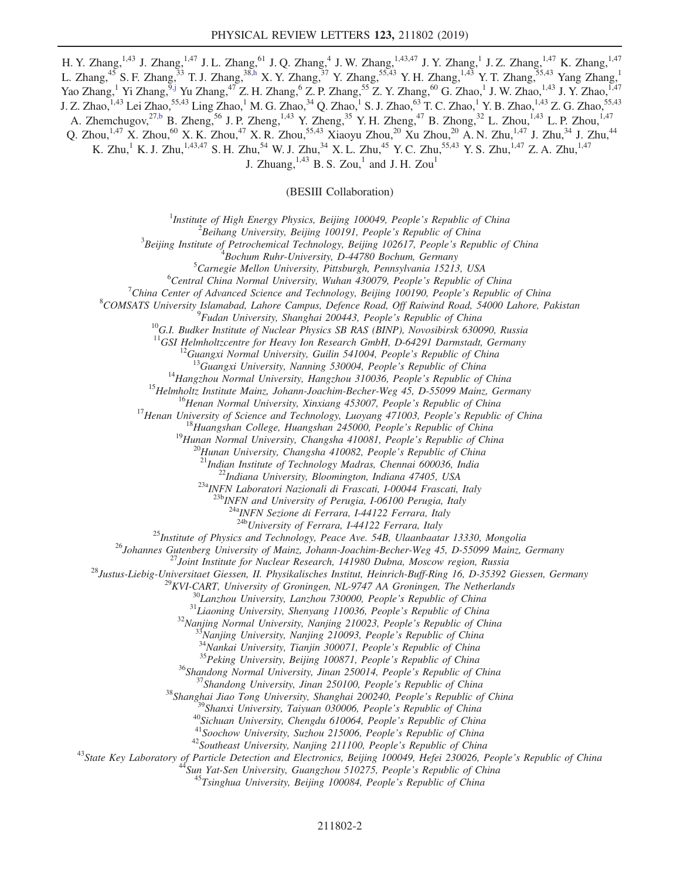H. Y. Zhang,[1,43] J. Zhang,[1,47] J. L. Zhang,[61] J. Q. Zhang,[4] J. W. Zhang,[1,43,47] J. Y. Zhang,[1] J. Z. Zhang,[1,47] K. Zhang,[1,47] L. Zhang,[45] S. F. Zhang,[33] T. J. Zhang,[38,h] X. Y. Zhang,[37] Y. Zhang,[55,43] Y. H. Zhang,[1,43] Y. T. Zhang,[55,43] Yang Zhang,[1] Yao Zhang,[1] Yi Zhang,[9,j] Yu Zhang,[47] Z. H. Zhang,[6] Z. P. Zhang,[55] Z. Y. Zhang,[60] G. Zhao,[1] J. W. Zhao,[1,43] J. Y. Zhao,[1,47] J. Z. Zhao,[1,43] Lei Zhao,[55,43] Ling Zhao,[1] M. G. Zhao,[34] Q. Zhao,[1] S. J. Zhao,[63] T. C. Zhao,[1] Y. B. Zhao,[1,43] Z. G. Zhao,[55,43] A. Zhemchugov,[27,b] B. Zheng,[56] J. P. Zheng,[1,43] Y. Zheng,[35] Y. H. Zheng,[47] B. Zhong,[32] L. Zhou,[1,43] L. P. Zhou,[1,47] Q. Zhou,[1,47] X. Zhou,[60] X. K. Zhou,[47] X. R. Zhou,[55,43] Xiaoyu Zhou,[20] Xu Zhou,[20] A. N. Zhu,[1,47] J. Zhu,[34] J. Zhu,[44] K. Zhu,[1] K. J. Zhu,[1,43,47] S. H. Zhu,[54] W. J. Zhu,[34] X. L. Zhu,[45] Y. C. Zhu,[55,43] Y. S. Zhu,[1,47] Z. A. Zhu,[1,47] J. Zhuang,[1,43] B. S. Zou,[1] and J. H. Zou[1]

(BESIII Collaboration)

[1]*Institute of High Energy Physics, Beijing 100049, People's Republic of China*
[2]*Beihang University, Beijing 100191, People's Republic of China*
[3]*Beijing Institute of Petrochemical Technology, Beijing 102617, People's Republic of China*
[4]*Bochum Ruhr-University, D-44780 Bochum, Germany*
[5]*Carnegie Mellon University, Pittsburgh, Pennsylvania 15213, USA*
[6]*Central China Normal University, Wuhan 430079, People's Republic of China*
[7]*China Center of Advanced Science and Technology, Beijing 100190, People's Republic of China*
[8]*COMSATS University Islamabad, Lahore Campus, Defence Road, Off Raiwind Road, 54000 Lahore, Pakistan*
[9]*Fudan University, Shanghai 200443, People's Republic of China*
[10]*G.I. Budker Institute of Nuclear Physics SB RAS (BINP), Novosibirsk 630090, Russia*
[11]*GSI Helmholtzcentre for Heavy Ion Research GmbH, D-64291 Darmstadt, Germany*
[12]*Guangxi Normal University, Guilin 541004, People's Republic of China*
[13]*Guangxi University, Nanning 530004, People's Republic of China*
[14]*Hangzhou Normal University, Hangzhou 310036, People's Republic of China*
[15]*Helmholtz Institute Mainz, Johann-Joachim-Becher-Weg 45, D-55099 Mainz, Germany*
[16]*Henan Normal University, Xinxiang 453007, People's Republic of China*
[17]*Henan University of Science and Technology, Luoyang 471003, People's Republic of China*
[18]*Huangshan College, Huangshan 245000, People's Republic of China*
[19]*Hunan Normal University, Changsha 410081, People's Republic of China*
[20]*Hunan University, Changsha 410082, People's Republic of China*
[21]*Indian Institute of Technology Madras, Chennai 600036, India*
[22]*Indiana University, Bloomington, Indiana 47405, USA*
[23a]*INFN Laboratori Nazionali di Frascati, I-00044 Frascati, Italy*
[23b]*INFN and University of Perugia, I-06100 Perugia, Italy*
[24a]*INFN Sezione di Ferrara, I-44122 Ferrara, Italy*
[24b]*University of Ferrara, I-44122 Ferrara, Italy*
[25]*Institute of Physics and Technology, Peace Ave. 54B, Ulaanbaatar 13330, Mongolia*
[26]*Johannes Gutenberg University of Mainz, Johann-Joachim-Becher-Weg 45, D-55099 Mainz, Germany*
[27]*Joint Institute for Nuclear Research, 141980 Dubna, Moscow region, Russia*
[28]*Justus-Liebig-Universitaet Giessen, II. Physikalisches Institut, Heinrich-Buff-Ring 16, D-35392 Giessen, Germany*
[29]*KVI-CART, University of Groningen, NL-9747 AA Groningen, The Netherlands*
[30]*Lanzhou University, Lanzhou 730000, People's Republic of China*
[31]*Liaoning University, Shenyang 110036, People's Republic of China*
[32]*Nanjing Normal University, Nanjing 210023, People's Republic of China*
[33]*Nanjing University, Nanjing 210093, People's Republic of China*
[34]*Nankai University, Tianjin 300071, People's Republic of China*
[35]*Peking University, Beijing 100871, People's Republic of China*
[36]*Shandong Normal University, Jinan 250014, People's Republic of China*
[37]*Shandong University, Jinan 250100, People's Republic of China*
[38]*Shanghai Jiao Tong University, Shanghai 200240, People's Republic of China*
[39]*Shanxi University, Taiyuan 030006, People's Republic of China*
[40]*Sichuan University, Chengdu 610064, People's Republic of China*
[41]*Soochow University, Suzhou 215006, People's Republic of China*
[42]*Southeast University, Nanjing 211100, People's Republic of China*
[43]*State Key Laboratory of Particle Detection and Electronics, Beijing 100049, Hefei 230026, People's Republic of China*
[44]*Sun Yat-Sen University, Guangzhou 510275, People's Republic of China*
[45]*Tsinghua University, Beijing 100084, People's Republic of China*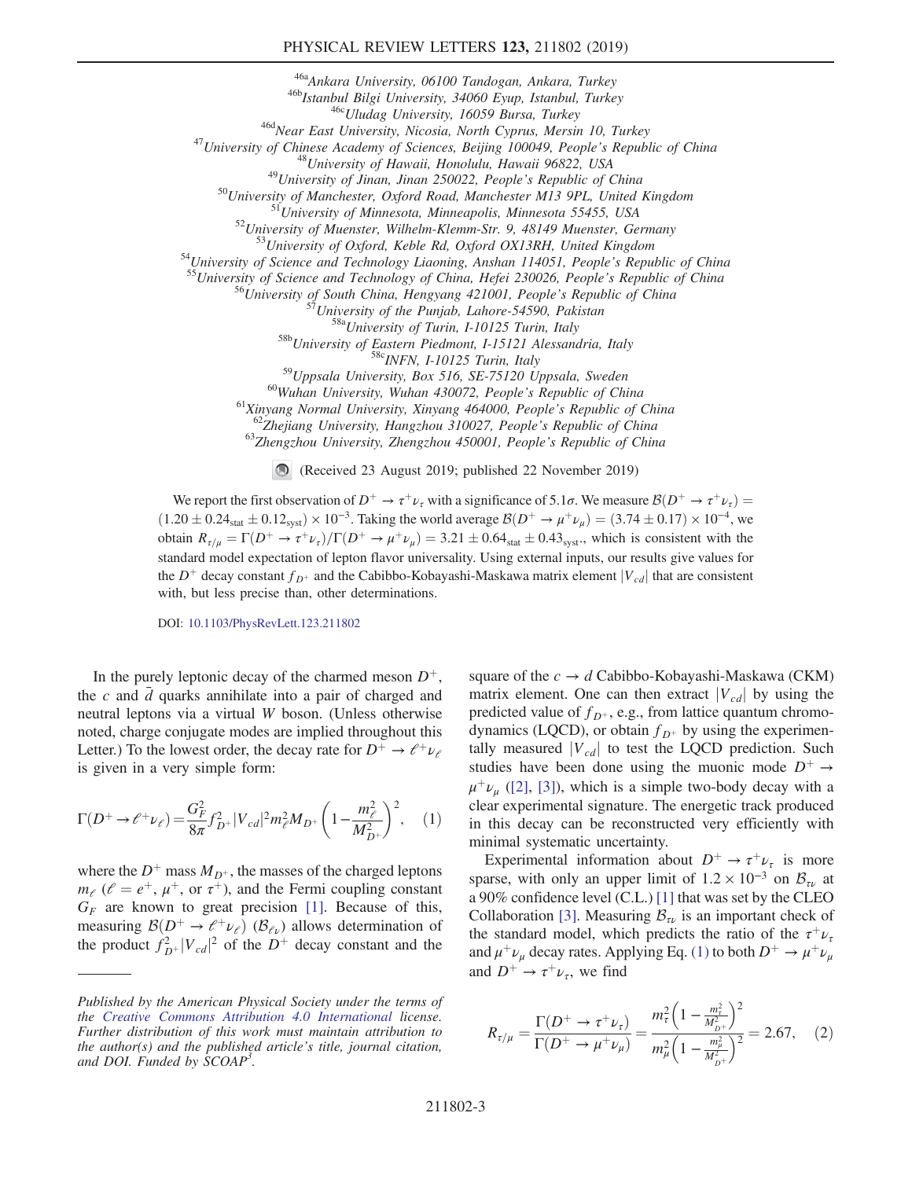[46a]Ankara University, 06100 Tandogan, Ankara, Turkey
[46b]Istanbul Bilgi University, 34060 Eyup, Istanbul, Turkey
[46c]Uludag University, 16059 Bursa, Turkey
[46d]Near East University, Nicosia, North Cyprus, Mersin 10, Turkey
[47]University of Chinese Academy of Sciences, Beijing 100049, People's Republic of China
[48]University of Hawaii, Honolulu, Hawaii 96822, USA
[49]University of Jinan, Jinan 250022, People's Republic of China
[50]University of Manchester, Oxford Road, Manchester M13 9PL, United Kingdom
[51]University of Minnesota, Minneapolis, Minnesota 55455, USA
[52]University of Muenster, Wilhelm-Klemm-Str. 9, 48149 Muenster, Germany
[53]University of Oxford, Keble Rd, Oxford OX13RH, United Kingdom
[54]University of Science and Technology Liaoning, Anshan 114051, People's Republic of China
[55]University of Science and Technology of China, Hefei 230026, People's Republic of China
[56]University of South China, Hengyang 421001, People's Republic of China
[57]University of the Punjab, Lahore-54590, Pakistan
[58a]University of Turin, I-10125 Turin, Italy
[58b]University of Eastern Piedmont, I-15121 Alessandria, Italy
[58c]INFN, I-10125 Turin, Italy
[59]Uppsala University, Box 516, SE-75120 Uppsala, Sweden
[60]Wuhan University, Wuhan 430072, People's Republic of China
[61]Xinyang Normal University, Xinyang 464000, People's Republic of China
[62]Zhejiang University, Hangzhou 310027, People's Republic of China
[63]Zhengzhou University, Zhengzhou 450001, People's Republic of China

(Received 23 August 2019; published 22 November 2019)

We report the first observation of $D^+ \to \tau^+\nu_\tau$ with a significance of $5.1\sigma$. We measure $\mathcal{B}(D^+ \to \tau^+\nu_\tau) = (1.20 \pm 0.24_{\rm stat} \pm 0.12_{\rm syst}) \times 10^{-3}$. Taking the world average $\mathcal{B}(D^+ \to \mu^+\nu_\mu) = (3.74 \pm 0.17) \times 10^{-4}$, we obtain $R_{\tau/\mu} = \Gamma(D^+ \to \tau^+\nu_\tau)/\Gamma(D^+ \to \mu^+\nu_\mu) = 3.21 \pm 0.64_{\rm stat} \pm 0.43_{\rm syst}$., which is consistent with the standard model expectation of lepton flavor universality. Using external inputs, our results give values for the $D^+$ decay constant $f_{D^+}$ and the Cabibbo-Kobayashi-Maskawa matrix element $|V_{cd}|$ that are consistent with, but less precise than, other determinations.

DOI: 10.1103/PhysRevLett.123.211802

In the purely leptonic decay of the charmed meson $D^+$, the $c$ and $\bar{d}$ quarks annihilate into a pair of charged and neutral leptons via a virtual $W$ boson. (Unless otherwise noted, charge conjugate modes are implied throughout this Letter.) To the lowest order, the decay rate for $D^+ \to \ell^+\nu_\ell$ is given in a very simple form:

$$\Gamma(D^+ \to \ell^+\nu_\ell) = \frac{G_F^2}{8\pi} f_{D^+}^2 |V_{cd}|^2 m_\ell^2 M_{D^+} \left(1 - \frac{m_\ell^2}{M_{D^+}^2}\right)^2, \quad (1)$$

where the $D^+$ mass $M_{D^+}$, the masses of the charged leptons $m_\ell$ ($\ell = e^+, \mu^+$, or $\tau^+$), and the Fermi coupling constant $G_F$ are known to great precision [1]. Because of this, measuring $\mathcal{B}(D^+ \to \ell^+\nu_\ell)$ ($\mathcal{B}_{\ell\nu}$) allows determination of the product $f_{D^+}^2 |V_{cd}|^2$ of the $D^+$ decay constant and the square of the $c \to d$ Cabibbo-Kobayashi-Maskawa (CKM) matrix element. One can then extract $|V_{cd}|$ by using the predicted value of $f_{D^+}$, e.g., from lattice quantum chromodynamics (LQCD), or obtain $f_{D^+}$ by using the experimentally measured $|V_{cd}|$ to test the LQCD prediction. Such studies have been done using the muonic mode $D^+ \to \mu^+\nu_\mu$ ([2], [3]), which is a simple two-body decay with a clear experimental signature. The energetic track produced in this decay can be reconstructed very efficiently with minimal systematic uncertainty.

Experimental information about $D^+ \to \tau^+\nu_\tau$ is more sparse, with only an upper limit of $1.2 \times 10^{-3}$ on $\mathcal{B}_{\tau\nu}$ at a 90% confidence level (C.L.) [1] that was set by the CLEO Collaboration [3]. Measuring $\mathcal{B}_{\tau\nu}$ is an important check of the standard model, which predicts the ratio of the $\tau^+\nu_\tau$ and $\mu^+\nu_\mu$ decay rates. Applying Eq. (1) to both $D^+ \to \mu^+\nu_\mu$ and $D^+ \to \tau^+\nu_\tau$, we find

$$R_{\tau/\mu} = \frac{\Gamma(D^+ \to \tau^+\nu_\tau)}{\Gamma(D^+ \to \mu^+\nu_\mu)} = \frac{m_\tau^2 \left(1 - \frac{m_\tau^2}{M_{D^+}^2}\right)^2}{m_\mu^2 \left(1 - \frac{m_\mu^2}{M_{D^+}^2}\right)^2} = 2.67, \quad (2)$$

*Published by the American Physical Society under the terms of the Creative Commons Attribution 4.0 International license. Further distribution of this work must maintain attribution to the author(s) and the published article's title, journal citation, and DOI. Funded by SCOAP³.*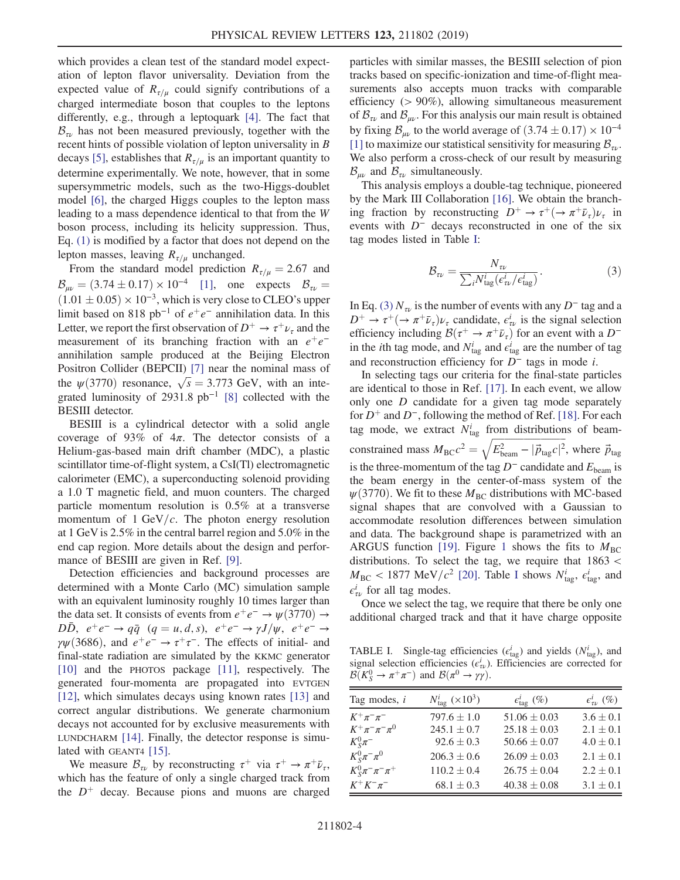which provides a clean test of the standard model expectation of lepton flavor universality. Deviation from the expected value of $R_{\tau/\mu}$ could signify contributions of a charged intermediate boson that couples to the leptons differently, e.g., through a leptoquark [4]. The fact that $\mathcal{B}_{\tau\nu}$ has not been measured previously, together with the recent hints of possible violation of lepton universality in $B$ decays [5], establishes that $R_{\tau/\mu}$ is an important quantity to determine experimentally. We note, however, that in some supersymmetric models, such as the two-Higgs-doublet model [6], the charged Higgs couples to the lepton mass leading to a mass dependence identical to that from the $W$ boson process, including its helicity suppression. Thus, Eq. (1) is modified by a factor that does not depend on the lepton masses, leaving $R_{\tau/\mu}$ unchanged.

From the standard model prediction $R_{\tau/\mu} = 2.67$ and $\mathcal{B}_{\mu\nu} = (3.74 \pm 0.17) \times 10^{-4}$ [1], one expects $\mathcal{B}_{\tau\nu} = (1.01 \pm 0.05) \times 10^{-3}$, which is very close to CLEO's upper limit based on 818 $\mathrm{pb}^{-1}$ of $e^+e^-$ annihilation data. In this Letter, we report the first observation of $D^+ \to \tau^+\nu_\tau$ and the measurement of its branching fraction with an $e^+e^-$ annihilation sample produced at the Beijing Electron Positron Collider (BEPCII) [7] near the nominal mass of the $\psi(3770)$ resonance, $\sqrt{s} = 3.773$ GeV, with an integrated luminosity of 2931.8 $\mathrm{pb}^{-1}$ [8] collected with the BESIII detector.

BESIII is a cylindrical detector with a solid angle coverage of 93% of $4\pi$. The detector consists of a Helium-gas-based main drift chamber (MDC), a plastic scintillator time-of-flight system, a CsI(Tl) electromagnetic calorimeter (EMC), a superconducting solenoid providing a 1.0 T magnetic field, and muon counters. The charged particle momentum resolution is 0.5% at a transverse momentum of 1 GeV/$c$. The photon energy resolution at 1 GeV is 2.5% in the central barrel region and 5.0% in the end cap region. More details about the design and performance of BESIII are given in Ref. [9].

Detection efficiencies and background processes are determined with a Monte Carlo (MC) simulation sample with an equivalent luminosity roughly 10 times larger than the data set. It consists of events from $e^+e^- \to \psi(3770) \to D\bar{D}$, $e^+e^- \to q\bar{q}$ $(q = u, d, s)$, $e^+e^- \to \gamma J/\psi$, $e^+e^- \to \gamma\psi(3686)$, and $e^+e^- \to \tau^+\tau^-$. The effects of initial- and final-state radiation are simulated by the KKMC generator [10] and the PHOTOS package [11], respectively. The generated four-momenta are propagated into EVTGEN [12], which simulates decays using known rates [13] and correct angular distributions. We generate charmonium decays not accounted for by exclusive measurements with LUNDCHARM [14]. Finally, the detector response is simulated with GEANT4 [15].

We measure $\mathcal{B}_{\tau\nu}$ by reconstructing $\tau^+$ via $\tau^+ \to \pi^+\bar{\nu}_\tau$, which has the feature of only a single charged track from the $D^+$ decay. Because pions and muons are charged particles with similar masses, the BESIII selection of pion tracks based on specific-ionization and time-of-flight measurements also accepts muon tracks with comparable efficiency (> 90%), allowing simultaneous measurement of $\mathcal{B}_{\tau\nu}$ and $\mathcal{B}_{\mu\nu}$. For this analysis our main result is obtained by fixing $\mathcal{B}_{\mu\nu}$ to the world average of $(3.74 \pm 0.17) \times 10^{-4}$ [1] to maximize our statistical sensitivity for measuring $\mathcal{B}_{\tau\nu}$. We also perform a cross-check of our result by measuring $\mathcal{B}_{\mu\nu}$ and $\mathcal{B}_{\tau\nu}$ simultaneously.

This analysis employs a double-tag technique, pioneered by the Mark III Collaboration [16]. We obtain the branching fraction by reconstructing $D^+ \to \tau^+(\to \pi^+\bar{\nu}_\tau)\nu_\tau$ in events with $D^-$ decays reconstructed in one of the six tag modes listed in Table I:

$$\mathcal{B}_{\tau\nu} = \frac{N_{\tau\nu}}{\sum_i N^i_{\mathrm{tag}}(\epsilon^i_{\tau\nu}/\epsilon^i_{\mathrm{tag}})}. \tag{3}$$

In Eq. (3) $N_{\tau\nu}$ is the number of events with any $D^-$ tag and a $D^+ \to \tau^+(\to \pi^+\bar{\nu}_\tau)\nu_\tau$ candidate, $\epsilon^i_{\tau\nu}$ is the signal selection efficiency including $\mathcal{B}(\tau^+ \to \pi^+\bar{\nu}_\tau)$ for an event with a $D^-$ in the $i$th tag mode, and $N^i_{\mathrm{tag}}$ and $\epsilon^i_{\mathrm{tag}}$ are the number of tag and reconstruction efficiency for $D^-$ tags in mode $i$.

In selecting tags our criteria for the final-state particles are identical to those in Ref. [17]. In each event, we allow only one $D$ candidate for a given tag mode separately for $D^+$ and $D^-$, following the method of Ref. [18]. For each tag mode, we extract $N^i_{\mathrm{tag}}$ from distributions of beam-constrained mass $M_{\mathrm{BC}}c^2 = \sqrt{E^2_{\mathrm{beam}} - |\vec{p}_{\mathrm{tag}}c|^2}$, where $\vec{p}_{\mathrm{tag}}$ is the three-momentum of the tag $D^-$ candidate and $E_{\mathrm{beam}}$ is the beam energy in the center-of-mass system of the $\psi(3770)$. We fit to these $M_{\mathrm{BC}}$ distributions with MC-based signal shapes that are convolved with a Gaussian to accommodate resolution differences between simulation and data. The background shape is parametrized with an ARGUS function [19]. Figure 1 shows the fits to $M_{\mathrm{BC}}$ distributions. To select the tag, we require that $1863 < M_{\mathrm{BC}} < 1877$ MeV/$c^2$ [20]. Table I shows $N^i_{\mathrm{tag}}$, $\epsilon^i_{\mathrm{tag}}$, and $\epsilon^i_{\tau\nu}$ for all tag modes.

Once we select the tag, we require that there be only one additional charged track and that it have charge opposite

TABLE I. Single-tag efficiencies ($\epsilon^i_{\mathrm{tag}}$) and yields ($N^i_{\mathrm{tag}}$), and signal selection efficiencies ($\epsilon^i_{\tau\nu}$). Efficiencies are corrected for $\mathcal{B}(K^0_S \to \pi^+\pi^-)$ and $\mathcal{B}(\pi^0 \to \gamma\gamma)$.

| Tag modes, $i$ | $N^i_{\mathrm{tag}}$ $(\times 10^3)$ | $\epsilon^i_{\mathrm{tag}}$ (%) | $\epsilon^i_{\tau\nu}$ (%) |
|---|---|---|---|
| $K^+\pi^-\pi^-$ | $797.6 \pm 1.0$ | $51.06 \pm 0.03$ | $3.6 \pm 0.1$ |
| $K^+\pi^-\pi^-\pi^0$ | $245.1 \pm 0.7$ | $25.18 \pm 0.03$ | $2.1 \pm 0.1$ |
| $K^0_S\pi^-$ | $92.6 \pm 0.3$ | $50.66 \pm 0.07$ | $4.0 \pm 0.1$ |
| $K^0_S\pi^-\pi^0$ | $206.3 \pm 0.6$ | $26.09 \pm 0.03$ | $2.1 \pm 0.1$ |
| $K^0_S\pi^-\pi^-\pi^+$ | $110.2 \pm 0.4$ | $26.75 \pm 0.04$ | $2.2 \pm 0.1$ |
| $K^+K^-\pi^-$ | $68.1 \pm 0.3$ | $40.38 \pm 0.08$ | $3.1 \pm 0.1$ |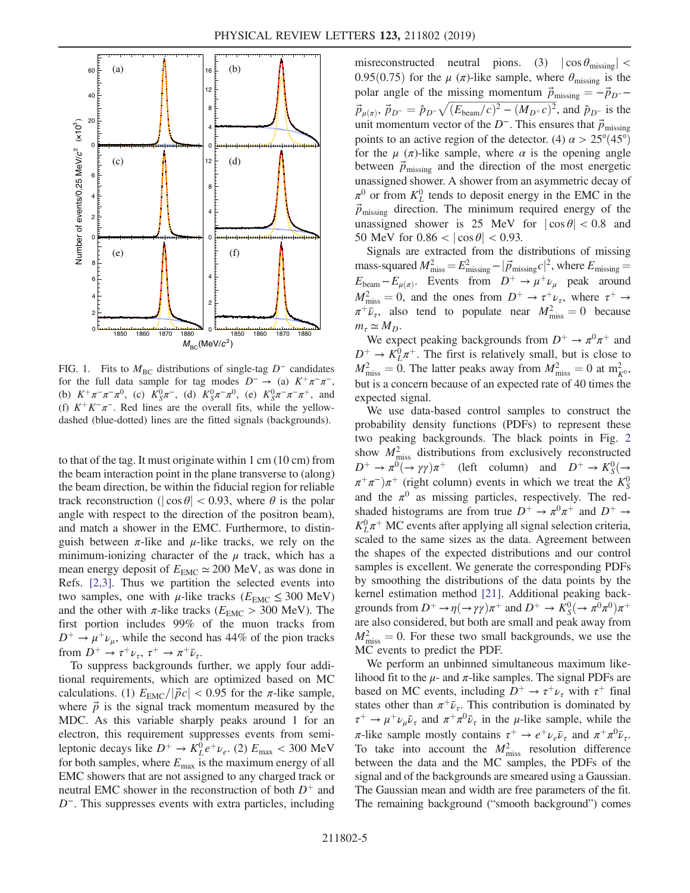FIG. 1. Fits to $M_{\rm BC}$ distributions of single-tag $D^-$ candidates for the full data sample for tag modes $D^- \to$ (a) $K^+\pi^-\pi^-$, (b) $K^+\pi^-\pi^-\pi^0$, (c) $K_S^0\pi^-$, (d) $K_S^0\pi^-\pi^0$, (e) $K_S^0\pi^-\pi^-\pi^+$, and (f) $K^+K^-\pi^-$. Red lines are the overall fits, while the yellow-dashed (blue-dotted) lines are the fitted signals (backgrounds).

to that of the tag. It must originate within 1 cm (10 cm) from the beam interaction point in the plane transverse to (along) the beam direction, be within the fiducial region for reliable track reconstruction ($|\cos\theta| < 0.93$, where $\theta$ is the polar angle with respect to the direction of the positron beam), and match a shower in the EMC. Furthermore, to distinguish between $\pi$-like and $\mu$-like tracks, we rely on the minimum-ionizing character of the $\mu$ track, which has a mean energy deposit of $E_{\rm EMC} \simeq 200$ MeV, as was done in Refs. [2,3]. Thus we partition the selected events into two samples, one with $\mu$-like tracks ($E_{\rm EMC} \le 300$ MeV) and the other with $\pi$-like tracks ($E_{\rm EMC} > 300$ MeV). The first portion includes 99% of the muon tracks from $D^+ \to \mu^+\nu_\mu$, while the second has 44% of the pion tracks from $D^+ \to \tau^+\nu_\tau$, $\tau^+ \to \pi^+\bar{\nu}_\tau$.

To suppress backgrounds further, we apply four additional requirements, which are optimized based on MC calculations. (1) $E_{\rm EMC}/|\vec{p}c| < 0.95$ for the $\pi$-like sample, where $\vec{p}$ is the signal track momentum measured by the MDC. As this variable sharply peaks around 1 for an electron, this requirement suppresses events from semileptonic decays like $D^+ \to K_L^0 e^+\nu_e$. (2) $E_{\rm max} < 300$ MeV for both samples, where $E_{\rm max}$ is the maximum energy of all EMC showers that are not assigned to any charged track or neutral EMC shower in the reconstruction of both $D^+$ and $D^-$. This suppresses events with extra particles, including misreconstructed neutral pions. (3) $|\cos\theta_{\rm missing}| < 0.95(0.75)$ for the $\mu$ ($\pi$)-like sample, where $\theta_{\rm missing}$ is the polar angle of the missing momentum $\vec{p}_{\rm missing} = -\vec{p}_{D^-} - \vec{p}_{\mu(\pi)}$, $\vec{p}_{D^-} = \hat{p}_{D^-}\sqrt{(E_{\rm beam}/c)^2 - (M_{D^+}c)^2}$, and $\hat{p}_{D^-}$ is the unit momentum vector of the $D^-$. This ensures that $\vec{p}_{\rm missing}$ points to an active region of the detector. (4) $\alpha > 25°(45°)$ for the $\mu$ ($\pi$)-like sample, where $\alpha$ is the opening angle between $\vec{p}_{\rm missing}$ and the direction of the most energetic unassigned shower. A shower from an asymmetric decay of $\pi^0$ or from $K_L^0$ tends to deposit energy in the EMC in the $\vec{p}_{\rm missing}$ direction. The minimum required energy of the unassigned shower is 25 MeV for $|\cos\theta| < 0.8$ and 50 MeV for $0.86 < |\cos\theta| < 0.93$.

Signals are extracted from the distributions of missing mass-squared $M^2_{\rm miss} = E^2_{\rm missing} - |\vec{p}_{\rm missing}c|^2$, where $E_{\rm missing} = E_{\rm beam} - E_{\mu(\pi)}$. Events from $D^+ \to \mu^+\nu_\mu$ peak around $M^2_{\rm miss} = 0$, and the ones from $D^+ \to \tau^+\nu_\tau$, where $\tau^+ \to \pi^+\bar{\nu}_\tau$, also tend to populate near $M^2_{\rm miss} = 0$ because $m_\tau \simeq M_D$.

We expect peaking backgrounds from $D^+ \to \pi^0\pi^+$ and $D^+ \to K_L^0\pi^+$. The first is relatively small, but is close to $M^2_{\rm miss} = 0$. The latter peaks away from $M^2_{\rm miss} = 0$ at $m^2_{K^0}$, but is a concern because of an expected rate of 40 times the expected signal.

We use data-based control samples to construct the probability density functions (PDFs) to represent these two peaking backgrounds. The black points in Fig. 2 show $M^2_{\rm miss}$ distributions from exclusively reconstructed $D^+ \to \pi^0(\to\gamma\gamma)\pi^+$ (left column) and $D^+ \to K_S^0(\to \pi^+\pi^-)\pi^+$ (right column) events in which we treat the $K_S^0$ and the $\pi^0$ as missing particles, respectively. The red-shaded histograms are from true $D^+ \to \pi^0\pi^+$ and $D^+ \to K_L^0\pi^+$ MC events after applying all signal selection criteria, scaled to the same sizes as the data. Agreement between the shapes of the expected distributions and our control samples is excellent. We generate the corresponding PDFs by smoothing the distributions of the data points by the kernel estimation method [21]. Additional peaking backgrounds from $D^+ \to \eta(\to\gamma\gamma)\pi^+$ and $D^+ \to K_S^0(\to\pi^0\pi^0)\pi^+$ are also considered, but both are small and peak away from $M^2_{\rm miss} = 0$. For these two small backgrounds, we use the MC events to predict the PDF.

We perform an unbinned simultaneous maximum likelihood fit to the $\mu$- and $\pi$-like samples. The signal PDFs are based on MC events, including $D^+ \to \tau^+\nu_\tau$ with $\tau^+$ final states other than $\pi^+\bar{\nu}_\tau$. This contribution is dominated by $\tau^+ \to \mu^+\nu_\mu\bar{\nu}_\tau$ and $\pi^+\pi^0\bar{\nu}_\tau$ in the $\mu$-like sample, while the $\pi$-like sample mostly contains $\tau^+ \to e^+\nu_e\bar{\nu}_\tau$ and $\pi^+\pi^0\bar{\nu}_\tau$. To take into account the $M^2_{\rm miss}$ resolution difference between the data and the MC samples, the PDFs of the signal and of the backgrounds are smeared using a Gaussian. The Gaussian mean and width are free parameters of the fit. The remaining background ("smooth background") comes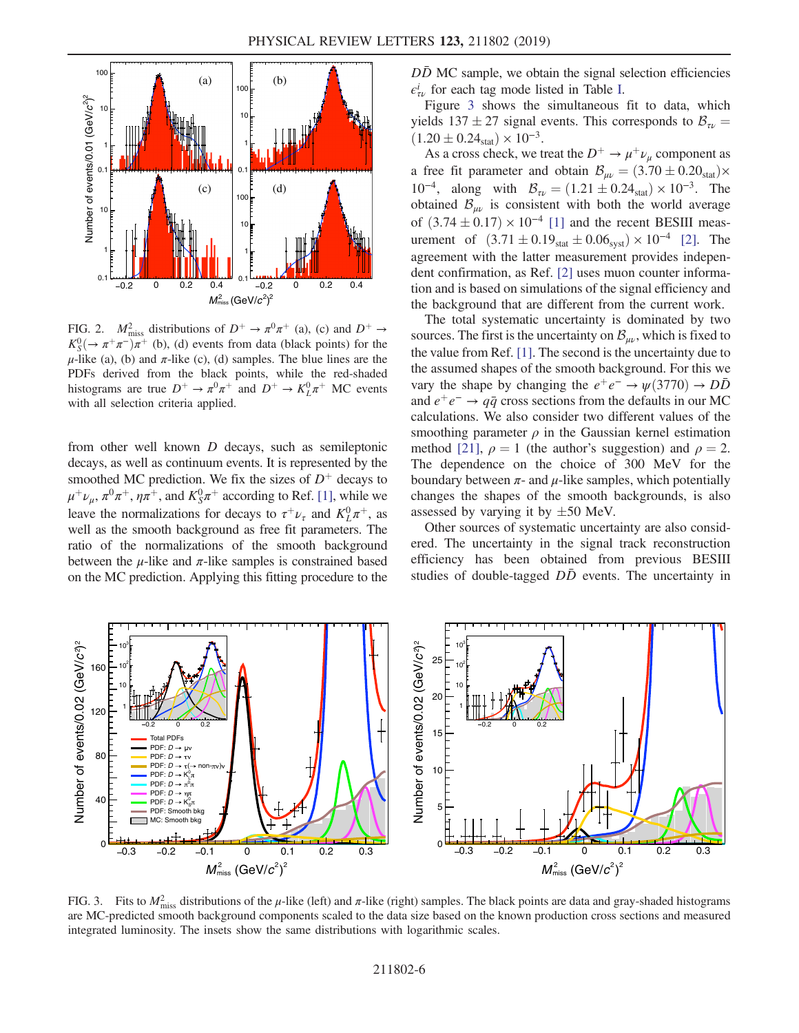FIG. 2. $M^2_{\rm miss}$ distributions of $D^+ \to \pi^0\pi^+$ (a), (c) and $D^+ \to K^0_S(\to \pi^+\pi^-)\pi^+$ (b), (d) events from data (black points) for the $\mu$-like (a), (b) and $\pi$-like (c), (d) samples. The blue lines are the PDFs derived from the black points, while the red-shaded histograms are true $D^+ \to \pi^0\pi^+$ and $D^+ \to K^0_L\pi^+$ MC events with all selection criteria applied.

from other well known $D$ decays, such as semileptonic decays, as well as continuum events. It is represented by the smoothed MC prediction. We fix the sizes of $D^+$ decays to $\mu^+\nu_\mu$, $\pi^0\pi^+$, $\eta\pi^+$, and $K^0_S\pi^+$ according to Ref. [1], while we leave the normalizations for decays to $\tau^+\nu_\tau$ and $K^0_L\pi^+$, as well as the smooth background as free fit parameters. The ratio of the normalizations of the smooth background between the $\mu$-like and $\pi$-like samples is constrained based on the MC prediction. Applying this fitting procedure to the $D\bar{D}$ MC sample, we obtain the signal selection efficiencies $\epsilon^i_{\tau\nu}$ for each tag mode listed in Table I.

Figure 3 shows the simultaneous fit to data, which yields $137 \pm 27$ signal events. This corresponds to $\mathcal{B}_{\tau\nu} = (1.20 \pm 0.24_{\rm stat}) \times 10^{-3}$.

As a cross check, we treat the $D^+ \to \mu^+\nu_\mu$ component as a free fit parameter and obtain $\mathcal{B}_{\mu\nu} = (3.70 \pm 0.20_{\rm stat}) \times 10^{-4}$, along with $\mathcal{B}_{\tau\nu} = (1.21 \pm 0.24_{\rm stat}) \times 10^{-3}$. The obtained $\mathcal{B}_{\mu\nu}$ is consistent with both the world average of $(3.74 \pm 0.17) \times 10^{-4}$ [1] and the recent BESIII measurement of $(3.71 \pm 0.19_{\rm stat} \pm 0.06_{\rm syst}) \times 10^{-4}$ [2]. The agreement with the latter measurement provides independent confirmation, as Ref. [2] uses muon counter information and is based on simulations of the signal efficiency and the background that are different from the current work.

The total systematic uncertainty is dominated by two sources. The first is the uncertainty on $\mathcal{B}_{\mu\nu}$, which is fixed to the value from Ref. [1]. The second is the uncertainty due to the assumed shapes of the smooth background. For this we vary the shape by changing the $e^+e^- \to \psi(3770) \to D\bar{D}$ and $e^+e^- \to q\bar{q}$ cross sections from the defaults in our MC calculations. We also consider two different values of the smoothing parameter $\rho$ in the Gaussian kernel estimation method [21], $\rho = 1$ (the author's suggestion) and $\rho = 2$. The dependence on the choice of 300 MeV for the boundary between $\pi$- and $\mu$-like samples, which potentially changes the shapes of the smooth backgrounds, is also assessed by varying it by $\pm 50$ MeV.

Other sources of systematic uncertainty are also considered. The uncertainty in the signal track reconstruction efficiency has been obtained from previous BESIII studies of double-tagged $D\bar{D}$ events. The uncertainty in

FIG. 3. Fits to $M^2_{\rm miss}$ distributions of the $\mu$-like (left) and $\pi$-like (right) samples. The black points are data and gray-shaded histograms are MC-predicted smooth background components scaled to the data size based on the known production cross sections and measured integrated luminosity. The insets show the same distributions with logarithmic scales.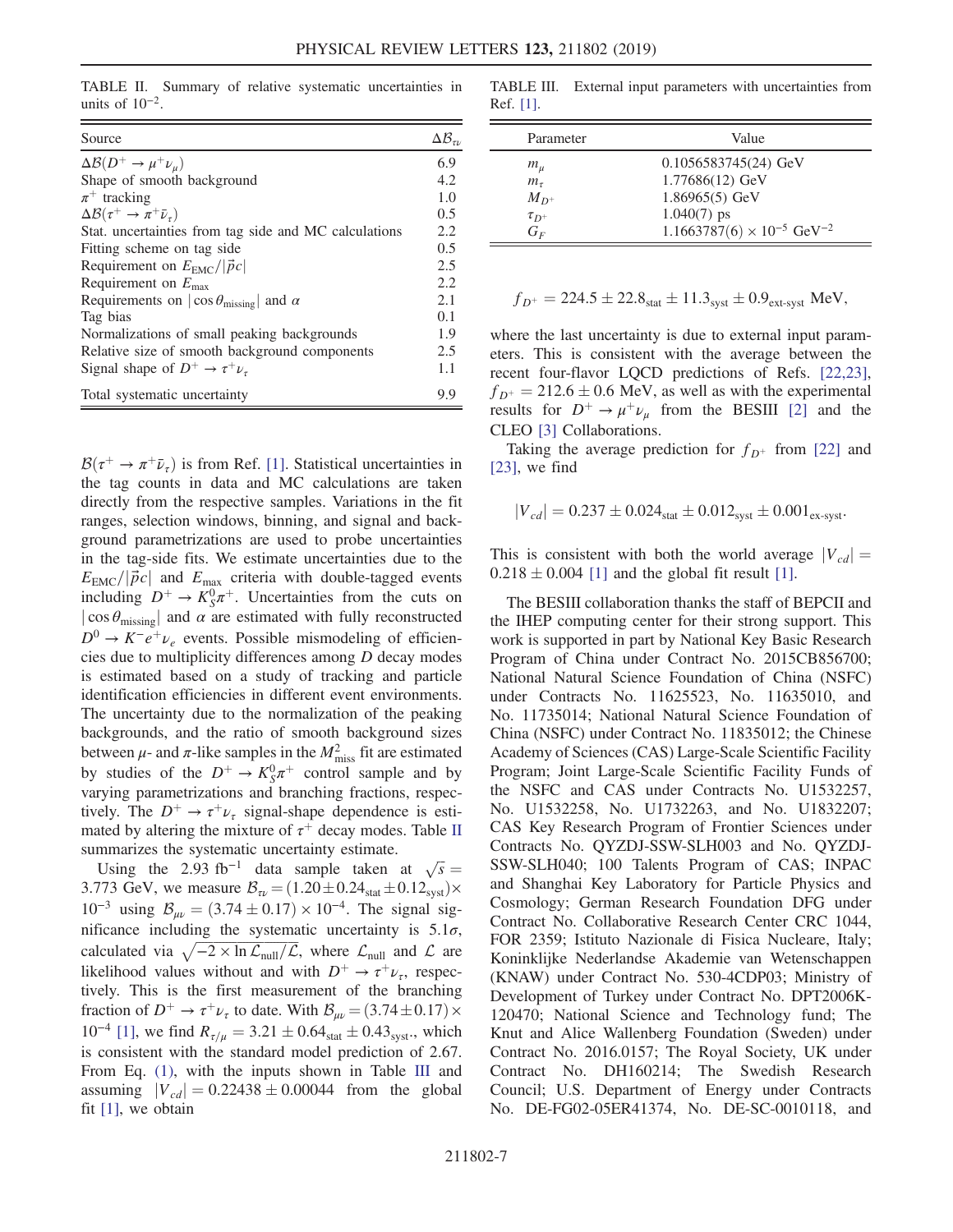TABLE II. Summary of relative systematic uncertainties in units of $10^{-2}$.

| Source | $\Delta\mathcal{B}_{\tau\nu}$ |
|---|---|
| $\Delta\mathcal{B}(D^+ \to \mu^+\nu_\mu)$ | 6.9 |
| Shape of smooth background | 4.2 |
| $\pi^+$ tracking | 1.0 |
| $\Delta\mathcal{B}(\tau^+ \to \pi^+\bar{\nu}_\tau)$ | 0.5 |
| Stat. uncertainties from tag side and MC calculations | 2.2 |
| Fitting scheme on tag side | 0.5 |
| Requirement on $E_{\rm EMC}/\lvert\vec{p}c\rvert$ | 2.5 |
| Requirement on $E_{\rm max}$ | 2.2 |
| Requirements on $\lvert\cos\theta_{\rm missing}\rvert$ and $\alpha$ | 2.1 |
| Tag bias | 0.1 |
| Normalizations of small peaking backgrounds | 1.9 |
| Relative size of smooth background components | 2.5 |
| Signal shape of $D^+ \to \tau^+\nu_\tau$ | 1.1 |
| Total systematic uncertainty | 9.9 |

$\mathcal{B}(\tau^+ \to \pi^+\bar{\nu}_\tau)$ is from Ref. [1]. Statistical uncertainties in the tag counts in data and MC calculations are taken directly from the respective samples. Variations in the fit ranges, selection windows, binning, and signal and background parametrizations are used to probe uncertainties in the tag-side fits. We estimate uncertainties due to the $E_{\rm EMC}/\lvert\vec{p}c\rvert$ and $E_{\rm max}$ criteria with double-tagged events including $D^+ \to K_S^0\pi^+$. Uncertainties from the cuts on $\lvert\cos\theta_{\rm missing}\rvert$ and $\alpha$ are estimated with fully reconstructed $D^0 \to K^-e^+\nu_e$ events. Possible mismodeling of efficiencies due to multiplicity differences among $D$ decay modes is estimated based on a study of tracking and particle identification efficiencies in different event environments. The uncertainty due to the normalization of the peaking backgrounds, and the ratio of smooth background sizes between $\mu$- and $\pi$-like samples in the $M^2_{\rm miss}$ fit are estimated by studies of the $D^+ \to K_S^0\pi^+$ control sample and by varying parametrizations and branching fractions, respectively. The $D^+ \to \tau^+\nu_\tau$ signal-shape dependence is estimated by altering the mixture of $\tau^+$ decay modes. Table II summarizes the systematic uncertainty estimate.

Using the 2.93 $\rm fb^{-1}$ data sample taken at $\sqrt{s} = 3.773$ GeV, we measure $\mathcal{B}_{\tau\nu} = (1.20 \pm 0.24_{\rm stat} \pm 0.12_{\rm syst}) \times 10^{-3}$ using $\mathcal{B}_{\mu\nu} = (3.74 \pm 0.17) \times 10^{-4}$. The signal significance including the systematic uncertainty is $5.1\sigma$, calculated via $\sqrt{-2 \times \ln \mathcal{L}_{\rm null}/\mathcal{L}}$, where $\mathcal{L}_{\rm null}$ and $\mathcal{L}$ are likelihood values without and with $D^+ \to \tau^+\nu_\tau$, respectively. This is the first measurement of the branching fraction of $D^+ \to \tau^+\nu_\tau$ to date. With $\mathcal{B}_{\mu\nu} = (3.74 \pm 0.17) \times 10^{-4}$ [1], we find $R_{\tau/\mu} = 3.21 \pm 0.64_{\rm stat} \pm 0.43_{\rm syst}$, which is consistent with the standard model prediction of 2.67. From Eq. (1), with the inputs shown in Table III and assuming $\lvert V_{cd}\rvert = 0.22438 \pm 0.00044$ from the global fit [1], we obtain

TABLE III. External input parameters with uncertainties from Ref. [1].

| Parameter | Value |
|---|---|
| $m_\mu$ | 0.1056583745(24) GeV |
| $m_\tau$ | 1.77686(12) GeV |
| $M_{D^+}$ | 1.86965(5) GeV |
| $\tau_{D^+}$ | 1.040(7) ps |
| $G_F$ | $1.1663787(6) \times 10^{-5}$ $\rm GeV^{-2}$ |

$$f_{D^+} = 224.5 \pm 22.8_{\rm stat} \pm 11.3_{\rm syst} \pm 0.9_{\text{ext-syst}}\ \text{MeV},$$

where the last uncertainty is due to external input parameters. This is consistent with the average between the recent four-flavor LQCD predictions of Refs. [22,23], $f_{D^+} = 212.6 \pm 0.6$ MeV, as well as with the experimental results for $D^+ \to \mu^+\nu_\mu$ from the BESIII [2] and the CLEO [3] Collaborations.

Taking the average prediction for $f_{D^+}$ from [22] and [23], we find

$$\lvert V_{cd}\rvert = 0.237 \pm 0.024_{\rm stat} \pm 0.012_{\rm syst} \pm 0.001_{\text{ex-syst}}.$$

This is consistent with both the world average $\lvert V_{cd}\rvert = 0.218 \pm 0.004$ [1] and the global fit result [1].

The BESIII collaboration thanks the staff of BEPCII and the IHEP computing center for their strong support. This work is supported in part by National Key Basic Research Program of China under Contract No. 2015CB856700; National Natural Science Foundation of China (NSFC) under Contracts No. 11625523, No. 11635010, and No. 11735014; National Natural Science Foundation of China (NSFC) under Contract No. 11835012; the Chinese Academy of Sciences (CAS) Large-Scale Scientific Facility Program; Joint Large-Scale Scientific Facility Funds of the NSFC and CAS under Contracts No. U1532257, No. U1532258, No. U1732263, and No. U1832207; CAS Key Research Program of Frontier Sciences under Contracts No. QYZDJ-SSW-SLH003 and No. QYZDJ-SSW-SLH040; 100 Talents Program of CAS; INPAC and Shanghai Key Laboratory for Particle Physics and Cosmology; German Research Foundation DFG under Contract No. Collaborative Research Center CRC 1044, FOR 2359; Istituto Nazionale di Fisica Nucleare, Italy; Koninklijke Nederlandse Akademie van Wetenschappen (KNAW) under Contract No. 530-4CDP03; Ministry of Development of Turkey under Contract No. DPT2006K-120470; National Science and Technology fund; The Knut and Alice Wallenberg Foundation (Sweden) under Contract No. 2016.0157; The Royal Society, UK under Contract No. DH160214; The Swedish Research Council; U.S. Department of Energy under Contracts No. DE-FG02-05ER41374, No. DE-SC-0010118, and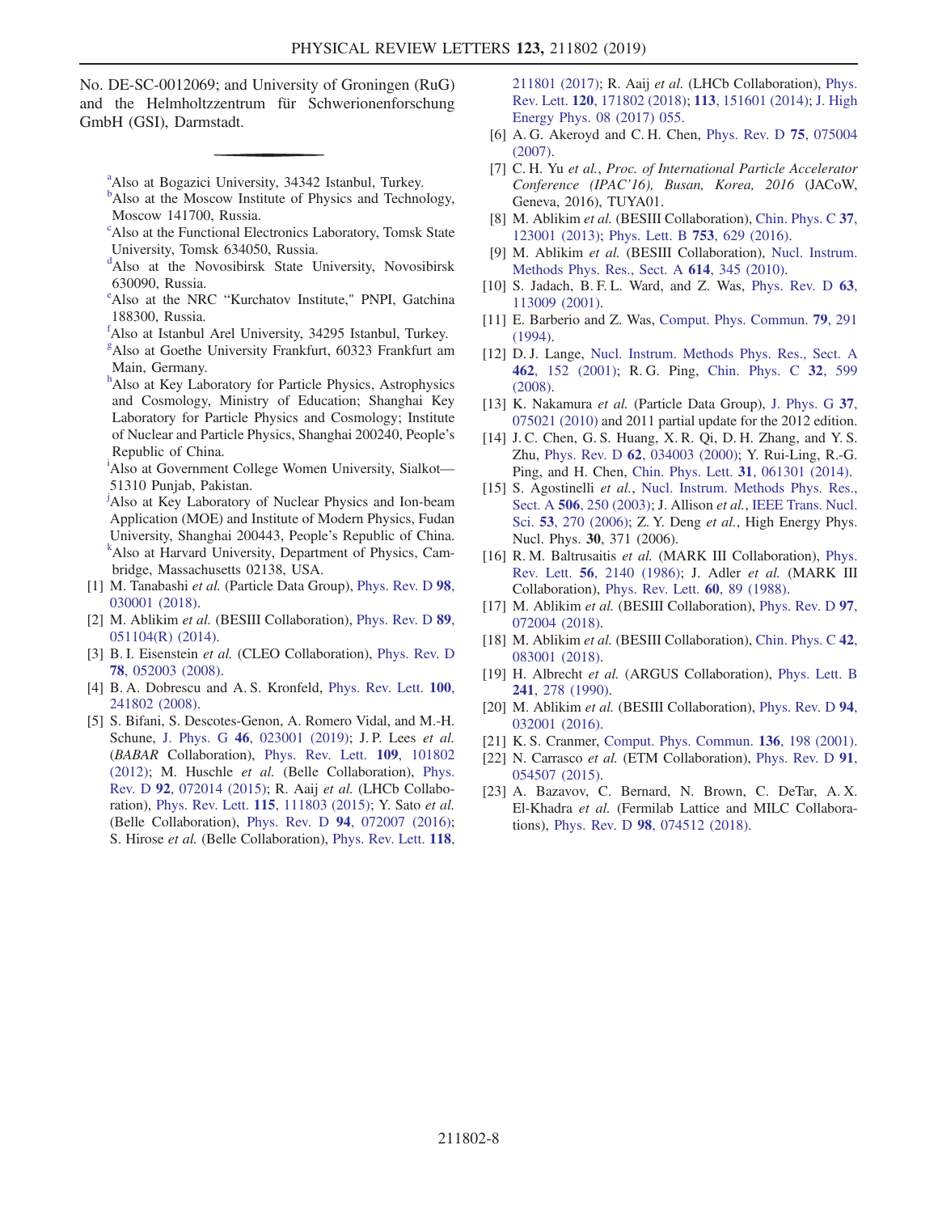No. DE-SC-0012069; and University of Groningen (RuG) and the Helmholtzzentrum für Schwerionenforschung GmbH (GSI), Darmstadt.

---

[a] Also at Bogazici University, 34342 Istanbul, Turkey.
[b] Also at the Moscow Institute of Physics and Technology, Moscow 141700, Russia.
[c] Also at the Functional Electronics Laboratory, Tomsk State University, Tomsk 634050, Russia.
[d] Also at the Novosibirsk State University, Novosibirsk 630090, Russia.
[e] Also at the NRC "Kurchatov Institute," PNPI, Gatchina 188300, Russia.
[f] Also at Istanbul Arel University, 34295 Istanbul, Turkey.
[g] Also at Goethe University Frankfurt, 60323 Frankfurt am Main, Germany.
[h] Also at Key Laboratory for Particle Physics, Astrophysics and Cosmology, Ministry of Education; Shanghai Key Laboratory for Particle Physics and Cosmology; Institute of Nuclear and Particle Physics, Shanghai 200240, People's Republic of China.
[i] Also at Government College Women University, Sialkot—51310 Punjab, Pakistan.
[j] Also at Key Laboratory of Nuclear Physics and Ion-beam Application (MOE) and Institute of Modern Physics, Fudan University, Shanghai 200443, People's Republic of China.
[k] Also at Harvard University, Department of Physics, Cambridge, Massachusetts 02138, USA.

[1] M. Tanabashi *et al.* (Particle Data Group), Phys. Rev. D **98**, 030001 (2018).
[2] M. Ablikim *et al.* (BESIII Collaboration), Phys. Rev. D **89**, 051104(R) (2014).
[3] B. I. Eisenstein *et al.* (CLEO Collaboration), Phys. Rev. D **78**, 052003 (2008).
[4] B. A. Dobrescu and A. S. Kronfeld, Phys. Rev. Lett. **100**, 241802 (2008).
[5] S. Bifani, S. Descotes-Genon, A. Romero Vidal, and M.-H. Schune, J. Phys. G **46**, 023001 (2019); J. P. Lees *et al.* (*BABAR* Collaboration), Phys. Rev. Lett. **109**, 101802 (2012); M. Huschle *et al.* (Belle Collaboration), Phys. Rev. D **92**, 072014 (2015); R. Aaij *et al.* (LHCb Collaboration), Phys. Rev. Lett. **115**, 111803 (2015); Y. Sato *et al.* (Belle Collaboration), Phys. Rev. D **94**, 072007 (2016); S. Hirose *et al.* (Belle Collaboration), Phys. Rev. Lett. **118**, 211801 (2017); R. Aaij *et al.* (LHCb Collaboration), Phys. Rev. Lett. **120**, 171802 (2018); **113**, 151601 (2014); J. High Energy Phys. 08 (2017) 055.
[6] A. G. Akeroyd and C. H. Chen, Phys. Rev. D **75**, 075004 (2007).
[7] C. H. Yu *et al.*, *Proc. of International Particle Accelerator Conference (IPAC'16), Busan, Korea, 2016* (JACoW, Geneva, 2016), TUYA01.
[8] M. Ablikim *et al.* (BESIII Collaboration), Chin. Phys. C **37**, 123001 (2013); Phys. Lett. B **753**, 629 (2016).
[9] M. Ablikim *et al.* (BESIII Collaboration), Nucl. Instrum. Methods Phys. Res., Sect. A **614**, 345 (2010).
[10] S. Jadach, B. F. L. Ward, and Z. Was, Phys. Rev. D **63**, 113009 (2001).
[11] E. Barberio and Z. Was, Comput. Phys. Commun. **79**, 291 (1994).
[12] D. J. Lange, Nucl. Instrum. Methods Phys. Res., Sect. A **462**, 152 (2001); R. G. Ping, Chin. Phys. C **32**, 599 (2008).
[13] K. Nakamura *et al.* (Particle Data Group), J. Phys. G **37**, 075021 (2010) and 2011 partial update for the 2012 edition.
[14] J. C. Chen, G. S. Huang, X. R. Qi, D. H. Zhang, and Y. S. Zhu, Phys. Rev. D **62**, 034003 (2000); Y. Rui-Ling, R.-G. Ping, and H. Chen, Chin. Phys. Lett. **31**, 061301 (2014).
[15] S. Agostinelli *et al.*, Nucl. Instrum. Methods Phys. Res., Sect. A **506**, 250 (2003); J. Allison *et al.*, IEEE Trans. Nucl. Sci. **53**, 270 (2006); Z. Y. Deng *et al.*, High Energy Phys. Nucl. Phys. **30**, 371 (2006).
[16] R. M. Baltrusaitis *et al.* (MARK III Collaboration), Phys. Rev. Lett. **56**, 2140 (1986); J. Adler *et al.* (MARK III Collaboration), Phys. Rev. Lett. **60**, 89 (1988).
[17] M. Ablikim *et al.* (BESIII Collaboration), Phys. Rev. D **97**, 072004 (2018).
[18] M. Ablikim *et al.* (BESIII Collaboration), Chin. Phys. C **42**, 083001 (2018).
[19] H. Albrecht *et al.* (ARGUS Collaboration), Phys. Lett. B **241**, 278 (1990).
[20] M. Ablikim *et al.* (BESIII Collaboration), Phys. Rev. D **94**, 032001 (2016).
[21] K. S. Cranmer, Comput. Phys. Commun. **136**, 198 (2001).
[22] N. Carrasco *et al.* (ETM Collaboration), Phys. Rev. D **91**, 054507 (2015).
[23] A. Bazavov, C. Bernard, N. Brown, C. DeTar, A. X. El-Khadra *et al.* (Fermilab Lattice and MILC Collaborations), Phys. Rev. D **98**, 074512 (2018).